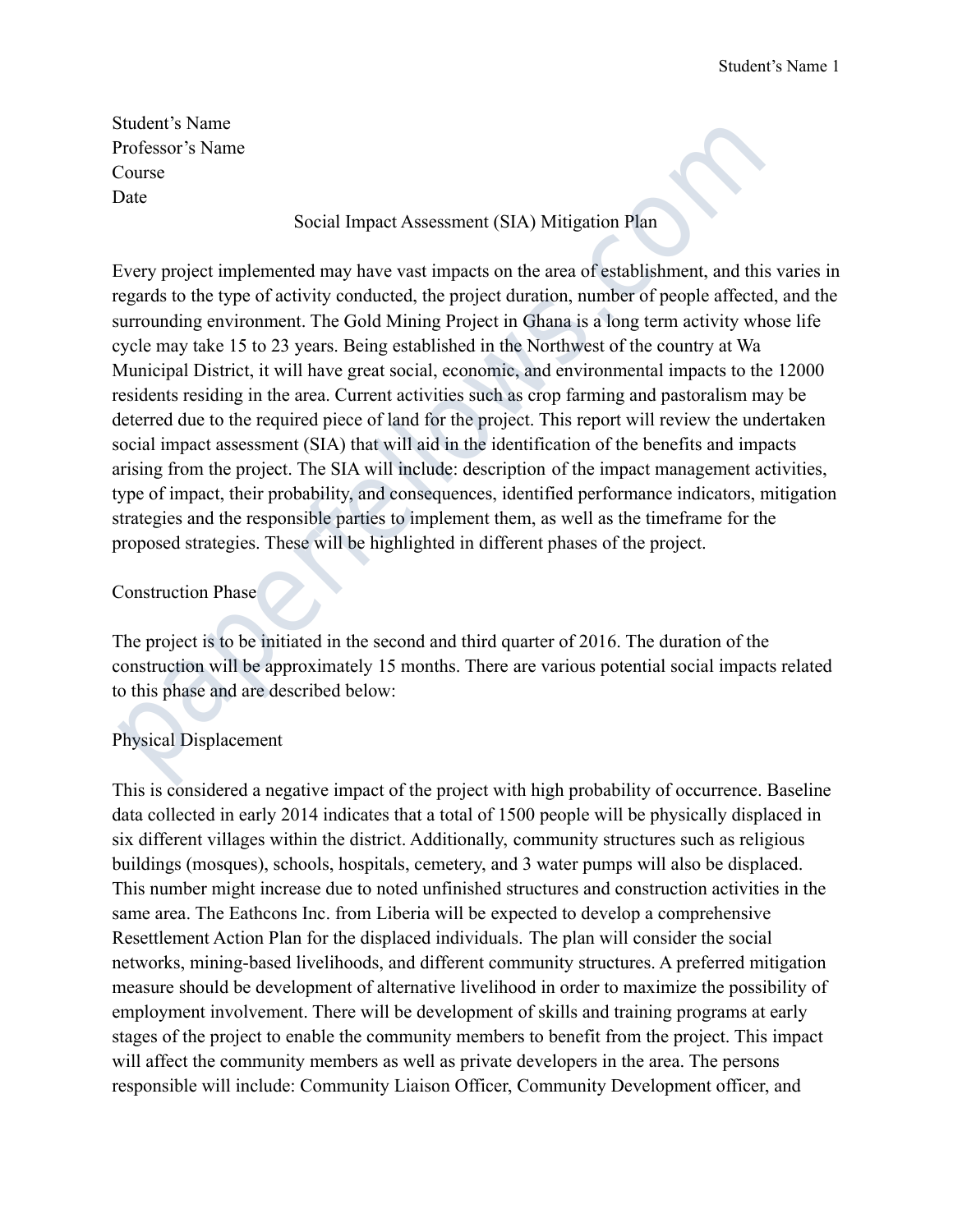Student's Name
Professor's Name
Course
Date

# Social Impact Assessment (SIA) Mitigation Plan

Every project implemented may have vast impacts on the area of establishment, and this varies in regards to the type of activity conducted, the project duration, number of people affected, and the surrounding environment. The Gold Mining Project in Ghana is a long term activity whose life cycle may take 15 to 23 years. Being established in the Northwest of the country at Wa Municipal District, it will have great social, economic, and environmental impacts to the 12000 residents residing in the area. Current activities such as crop farming and pastoralism may be deterred due to the required piece of land for the project. This report will review the undertaken social impact assessment (SIA) that will aid in the identification of the benefits and impacts arising from the project. The SIA will include: description of the impact management activities, type of impact, their probability, and consequences, identified performance indicators, mitigation strategies and the responsible parties to implement them, as well as the timeframe for the proposed strategies. These will be highlighted in different phases of the project.

## Construction Phase

The project is to be initiated in the second and third quarter of 2016. The duration of the construction will be approximately 15 months. There are various potential social impacts related to this phase and are described below:

### Physical Displacement

This is considered a negative impact of the project with high probability of occurrence. Baseline data collected in early 2014 indicates that a total of 1500 people will be physically displaced in six different villages within the district. Additionally, community structures such as religious buildings (mosques), schools, hospitals, cemetery, and 3 water pumps will also be displaced. This number might increase due to noted unfinished structures and construction activities in the same area. The Eathcons Inc. from Liberia will be expected to develop a comprehensive Resettlement Action Plan for the displaced individuals. The plan will consider the social networks, mining-based livelihoods, and different community structures. A preferred mitigation measure should be development of alternative livelihood in order to maximize the possibility of employment involvement. There will be development of skills and training programs at early stages of the project to enable the community members to benefit from the project. This impact will affect the community members as well as private developers in the area. The persons responsible will include: Community Liaison Officer, Community Development officer, and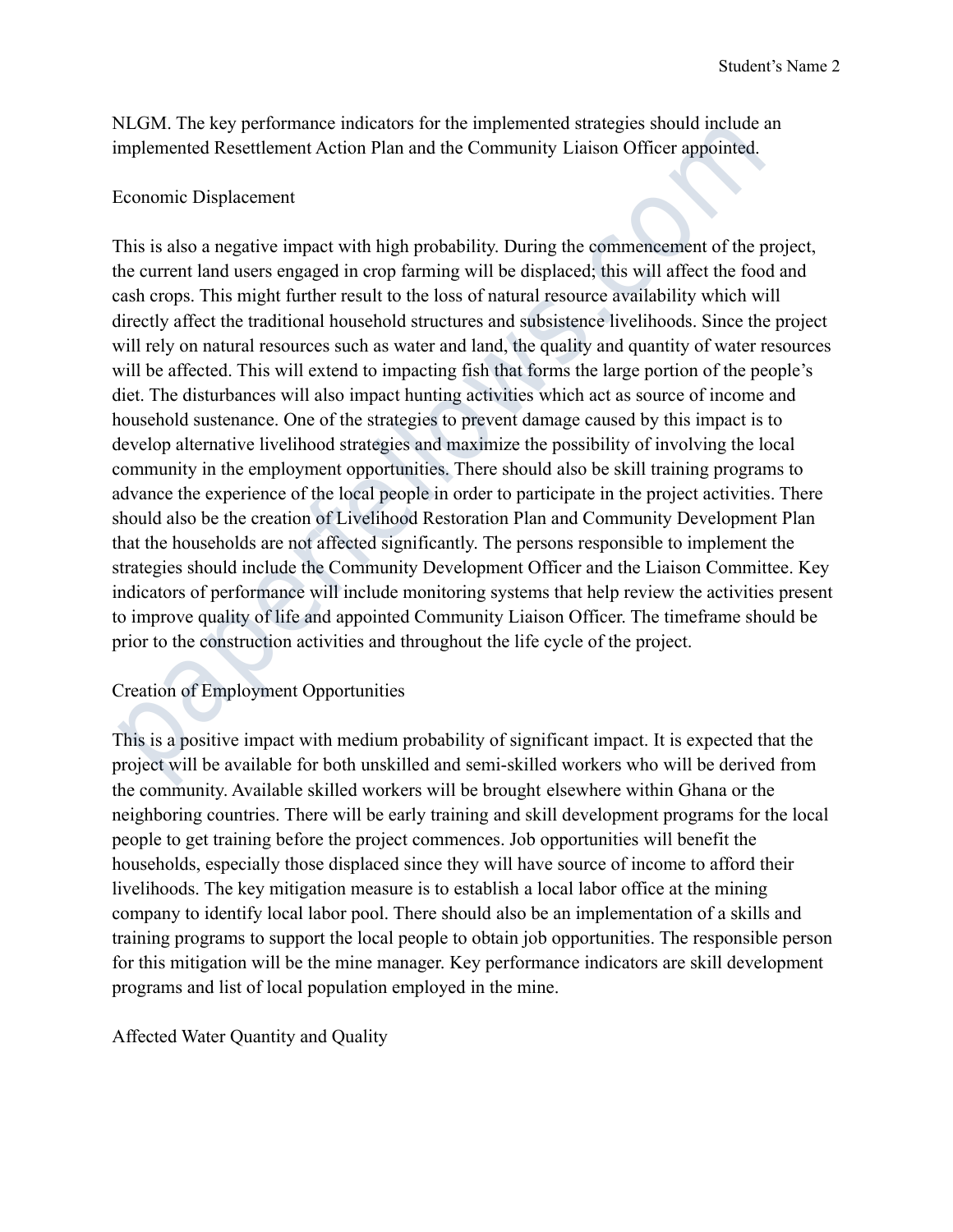NLGM. The key performance indicators for the implemented strategies should include an implemented Resettlement Action Plan and the Community Liaison Officer appointed.

## Economic Displacement

This is also a negative impact with high probability. During the commencement of the project, the current land users engaged in crop farming will be displaced; this will affect the food and cash crops. This might further result to the loss of natural resource availability which will directly affect the traditional household structures and subsistence livelihoods. Since the project will rely on natural resources such as water and land, the quality and quantity of water resources will be affected. This will extend to impacting fish that forms the large portion of the people's diet. The disturbances will also impact hunting activities which act as source of income and household sustenance. One of the strategies to prevent damage caused by this impact is to develop alternative livelihood strategies and maximize the possibility of involving the local community in the employment opportunities. There should also be skill training programs to advance the experience of the local people in order to participate in the project activities. There should also be the creation of Livelihood Restoration Plan and Community Development Plan that the households are not affected significantly. The persons responsible to implement the strategies should include the Community Development Officer and the Liaison Committee. Key indicators of performance will include monitoring systems that help review the activities present to improve quality of life and appointed Community Liaison Officer. The timeframe should be prior to the construction activities and throughout the life cycle of the project.

## Creation of Employment Opportunities

This is a positive impact with medium probability of significant impact. It is expected that the project will be available for both unskilled and semi-skilled workers who will be derived from the community. Available skilled workers will be brought elsewhere within Ghana or the neighboring countries. There will be early training and skill development programs for the local people to get training before the project commences. Job opportunities will benefit the households, especially those displaced since they will have source of income to afford their livelihoods. The key mitigation measure is to establish a local labor office at the mining company to identify local labor pool. There should also be an implementation of a skills and training programs to support the local people to obtain job opportunities. The responsible person for this mitigation will be the mine manager. Key performance indicators are skill development programs and list of local population employed in the mine.

## Affected Water Quantity and Quality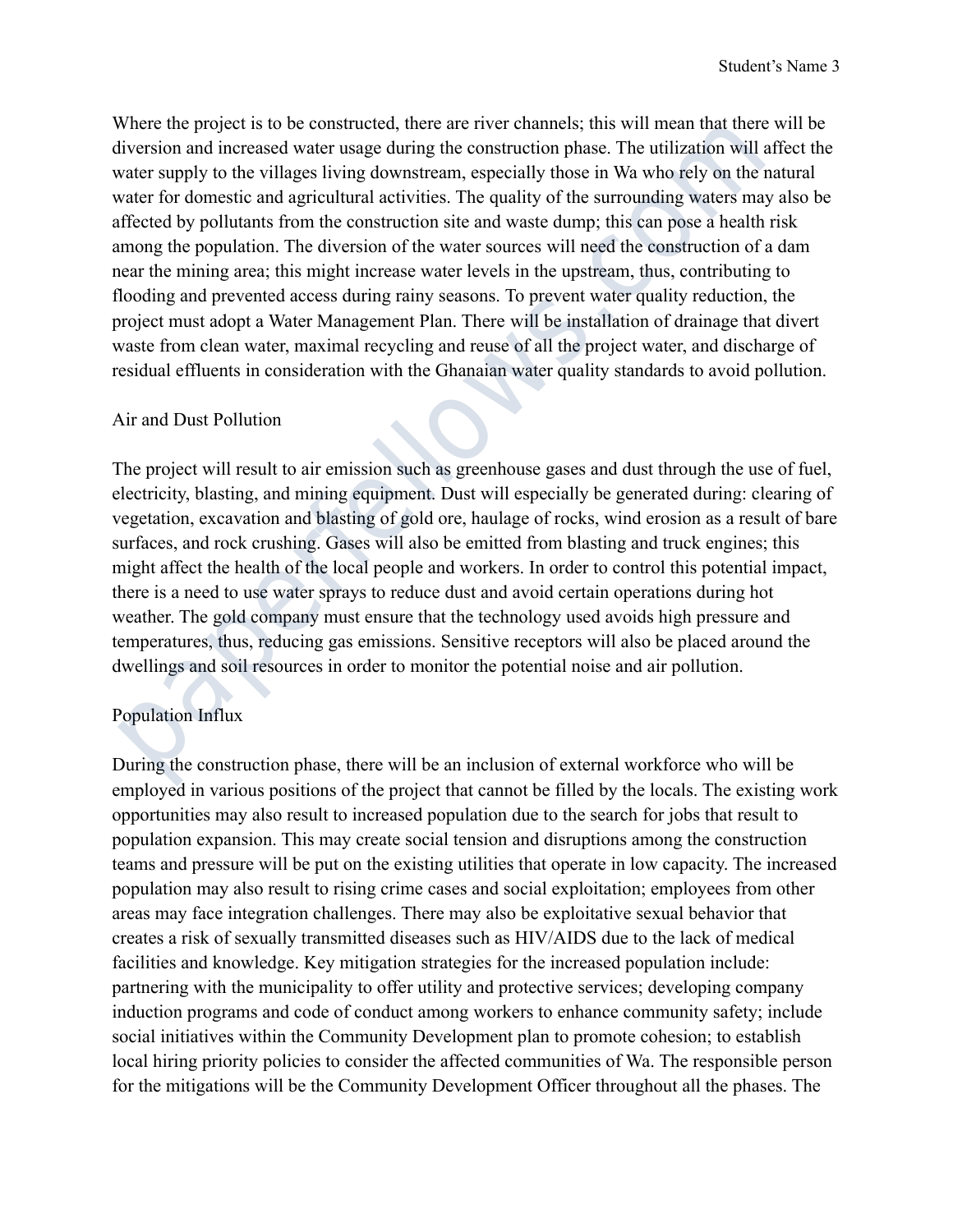Where the project is to be constructed, there are river channels; this will mean that there will be diversion and increased water usage during the construction phase. The utilization will affect the water supply to the villages living downstream, especially those in Wa who rely on the natural water for domestic and agricultural activities. The quality of the surrounding waters may also be affected by pollutants from the construction site and waste dump; this can pose a health risk among the population. The diversion of the water sources will need the construction of a dam near the mining area; this might increase water levels in the upstream, thus, contributing to flooding and prevented access during rainy seasons. To prevent water quality reduction, the project must adopt a Water Management Plan. There will be installation of drainage that divert waste from clean water, maximal recycling and reuse of all the project water, and discharge of residual effluents in consideration with the Ghanaian water quality standards to avoid pollution.

## Air and Dust Pollution

The project will result to air emission such as greenhouse gases and dust through the use of fuel, electricity, blasting, and mining equipment. Dust will especially be generated during: clearing of vegetation, excavation and blasting of gold ore, haulage of rocks, wind erosion as a result of bare surfaces, and rock crushing. Gases will also be emitted from blasting and truck engines; this might affect the health of the local people and workers. In order to control this potential impact, there is a need to use water sprays to reduce dust and avoid certain operations during hot weather. The gold company must ensure that the technology used avoids high pressure and temperatures, thus, reducing gas emissions. Sensitive receptors will also be placed around the dwellings and soil resources in order to monitor the potential noise and air pollution.

## Population Influx

During the construction phase, there will be an inclusion of external workforce who will be employed in various positions of the project that cannot be filled by the locals. The existing work opportunities may also result to increased population due to the search for jobs that result to population expansion. This may create social tension and disruptions among the construction teams and pressure will be put on the existing utilities that operate in low capacity. The increased population may also result to rising crime cases and social exploitation; employees from other areas may face integration challenges. There may also be exploitative sexual behavior that creates a risk of sexually transmitted diseases such as HIV/AIDS due to the lack of medical facilities and knowledge. Key mitigation strategies for the increased population include: partnering with the municipality to offer utility and protective services; developing company induction programs and code of conduct among workers to enhance community safety; include social initiatives within the Community Development plan to promote cohesion; to establish local hiring priority policies to consider the affected communities of Wa. The responsible person for the mitigations will be the Community Development Officer throughout all the phases. The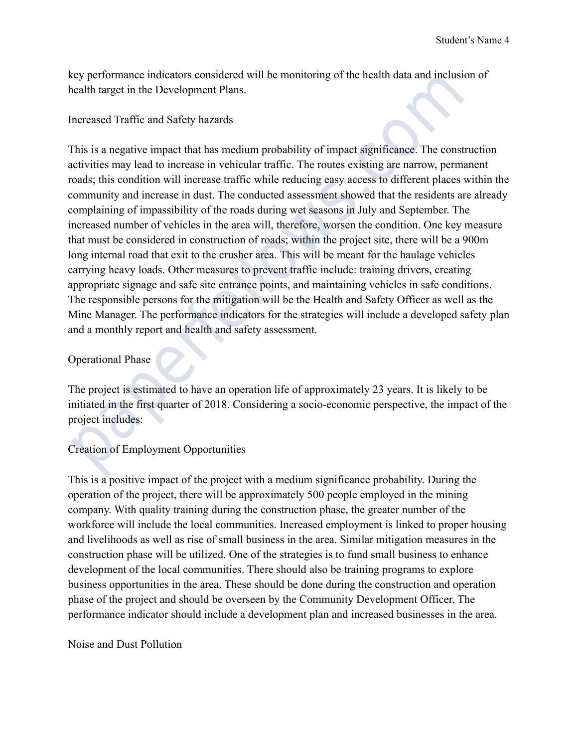key performance indicators considered will be monitoring of the health data and inclusion of health target in the Development Plans.

## Increased Traffic and Safety hazards

This is a negative impact that has medium probability of impact significance. The construction activities may lead to increase in vehicular traffic. The routes existing are narrow, permanent roads; this condition will increase traffic while reducing easy access to different places within the community and increase in dust. The conducted assessment showed that the residents are already complaining of impassibility of the roads during wet seasons in July and September. The increased number of vehicles in the area will, therefore, worsen the condition. One key measure that must be considered in construction of roads; within the project site, there will be a 900m long internal road that exit to the crusher area. This will be meant for the haulage vehicles carrying heavy loads. Other measures to prevent traffic include: training drivers, creating appropriate signage and safe site entrance points, and maintaining vehicles in safe conditions. The responsible persons for the mitigation will be the Health and Safety Officer as well as the Mine Manager. The performance indicators for the strategies will include a developed safety plan and a monthly report and health and safety assessment.

## Operational Phase

The project is estimated to have an operation life of approximately 23 years. It is likely to be initiated in the first quarter of 2018. Considering a socio-economic perspective, the impact of the project includes:

## Creation of Employment Opportunities

This is a positive impact of the project with a medium significance probability. During the operation of the project, there will be approximately 500 people employed in the mining company. With quality training during the construction phase, the greater number of the workforce will include the local communities. Increased employment is linked to proper housing and livelihoods as well as rise of small business in the area. Similar mitigation measures in the construction phase will be utilized. One of the strategies is to fund small business to enhance development of the local communities. There should also be training programs to explore business opportunities in the area. These should be done during the construction and operation phase of the project and should be overseen by the Community Development Officer. The performance indicator should include a development plan and increased businesses in the area.

## Noise and Dust Pollution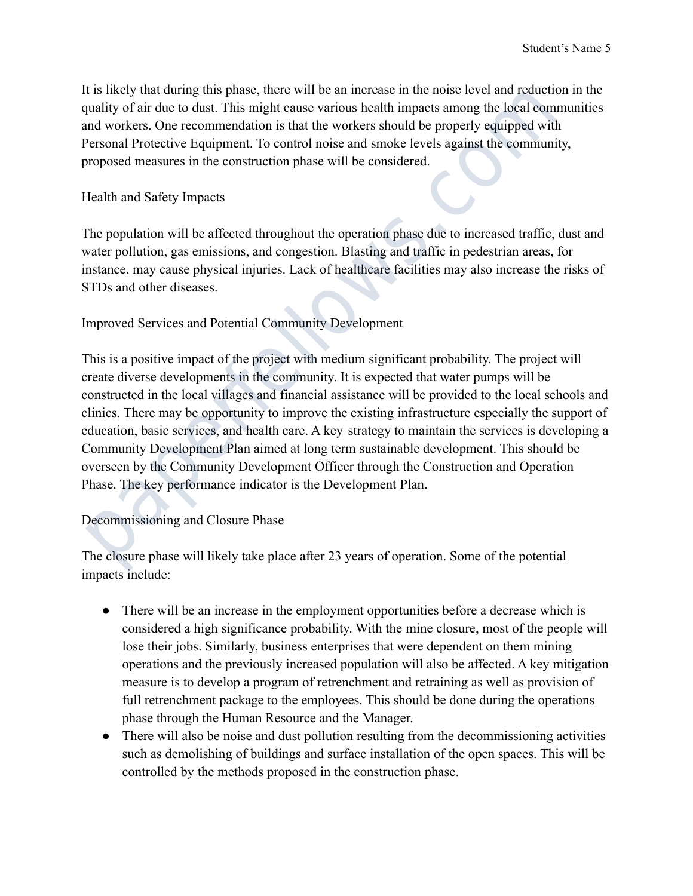It is likely that during this phase, there will be an increase in the noise level and reduction in the quality of air due to dust. This might cause various health impacts among the local communities and workers. One recommendation is that the workers should be properly equipped with Personal Protective Equipment. To control noise and smoke levels against the community, proposed measures in the construction phase will be considered.

Health and Safety Impacts

The population will be affected throughout the operation phase due to increased traffic, dust and water pollution, gas emissions, and congestion. Blasting and traffic in pedestrian areas, for instance, may cause physical injuries. Lack of healthcare facilities may also increase the risks of STDs and other diseases.

Improved Services and Potential Community Development

This is a positive impact of the project with medium significant probability. The project will create diverse developments in the community. It is expected that water pumps will be constructed in the local villages and financial assistance will be provided to the local schools and clinics. There may be opportunity to improve the existing infrastructure especially the support of education, basic services, and health care. A key strategy to maintain the services is developing a Community Development Plan aimed at long term sustainable development. This should be overseen by the Community Development Officer through the Construction and Operation Phase. The key performance indicator is the Development Plan.

Decommissioning and Closure Phase

The closure phase will likely take place after 23 years of operation. Some of the potential impacts include:

- There will be an increase in the employment opportunities before a decrease which is considered a high significance probability. With the mine closure, most of the people will lose their jobs. Similarly, business enterprises that were dependent on them mining operations and the previously increased population will also be affected. A key mitigation measure is to develop a program of retrenchment and retraining as well as provision of full retrenchment package to the employees. This should be done during the operations phase through the Human Resource and the Manager.
- There will also be noise and dust pollution resulting from the decommissioning activities such as demolishing of buildings and surface installation of the open spaces. This will be controlled by the methods proposed in the construction phase.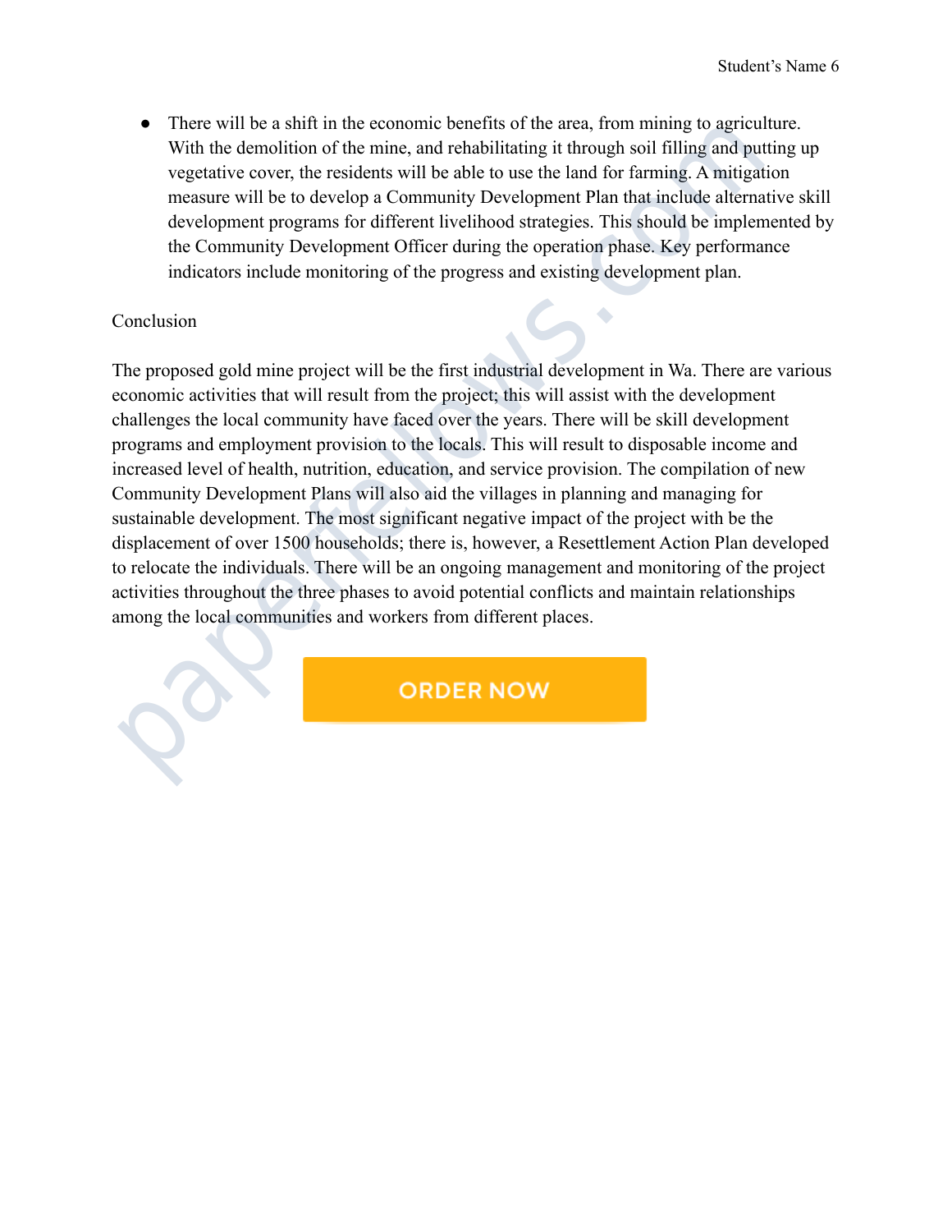- There will be a shift in the economic benefits of the area, from mining to agriculture. With the demolition of the mine, and rehabilitating it through soil filling and putting up vegetative cover, the residents will be able to use the land for farming. A mitigation measure will be to develop a Community Development Plan that include alternative skill development programs for different livelihood strategies. This should be implemented by the Community Development Officer during the operation phase. Key performance indicators include monitoring of the progress and existing development plan.

## Conclusion

The proposed gold mine project will be the first industrial development in Wa. There are various economic activities that will result from the project; this will assist with the development challenges the local community have faced over the years. There will be skill development programs and employment provision to the locals. This will result to disposable income and increased level of health, nutrition, education, and service provision. The compilation of new Community Development Plans will also aid the villages in planning and managing for sustainable development. The most significant negative impact of the project with be the displacement of over 1500 households; there is, however, a Resettlement Action Plan developed to relocate the individuals. There will be an ongoing management and monitoring of the project activities throughout the three phases to avoid potential conflicts and maintain relationships among the local communities and workers from different places.